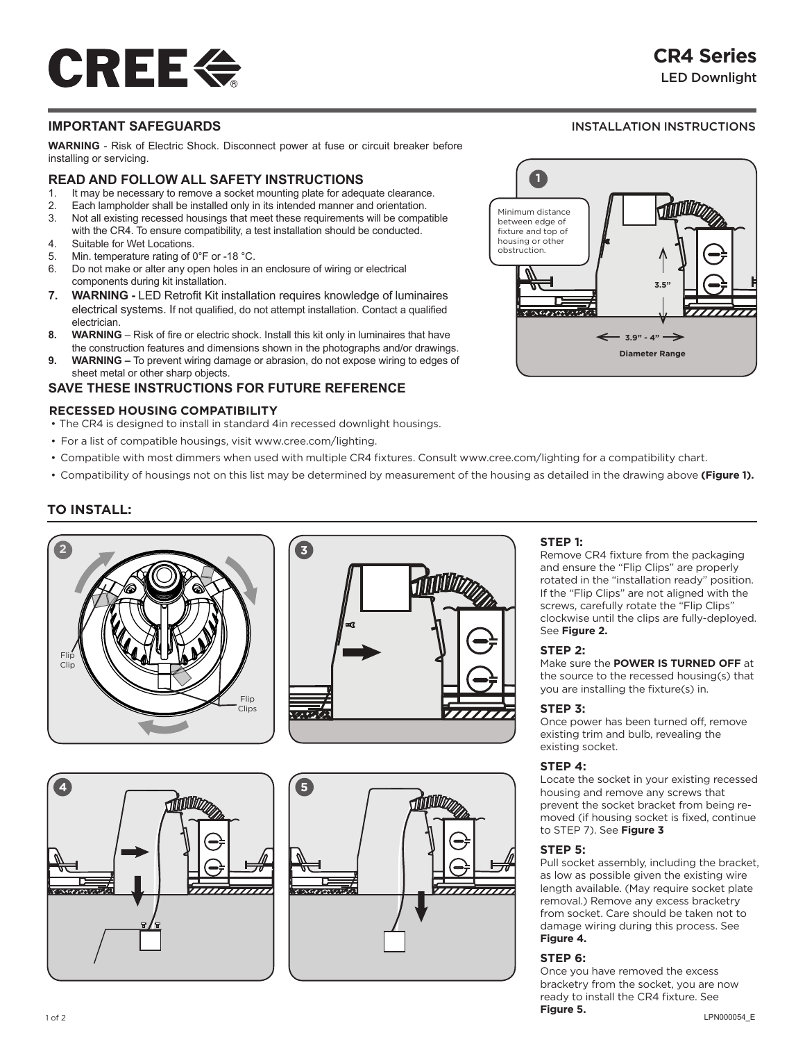# CREE

## CR4 Series

LED Downlight

## IMPORTANT SAFEGUARDS

INSTALLATION INSTRUCTIONS

**WARNING** - Risk of Electric Shock. Disconnect power at fuse or circuit breaker before installing or servicing.

### READ AND FOLLOW ALL SAFETY INSTRUCTIONS

1. It may be necessary to remove a socket mounting plate for adequate clearance.
2. Each lampholder shall be installed only in its intended manner and orientation.
3. Not all existing recessed housings that meet these requirements will be compatible with the CR4. To ensure compatibility, a test installation should be conducted.
4. Suitable for Wet Locations.
5. Min. temperature rating of 0°F or -18 °C.
6. Do not make or alter any open holes in an enclosure of wiring or electrical components during kit installation.
7. **WARNING -** LED Retrofit Kit installation requires knowledge of luminaires electrical systems. If not qualified, do not attempt installation. Contact a qualified electrician.
8. **WARNING** – Risk of fire or electric shock. Install this kit only in luminaires that have the construction features and dimensions shown in the photographs and/or drawings.
9. **WARNING –** To prevent wiring damage or abrasion, do not expose wiring to edges of sheet metal or other sharp objects.

### SAVE THESE INSTRUCTIONS FOR FUTURE REFERENCE

1

Minimum distance between edge of fixture and top of housing or other obstruction.

3.5”

3.9” - 4”

Diameter Range

#### RECESSED HOUSING COMPATIBILITY

- The CR4 is designed to install in standard 4in recessed downlight housings.
- For a list of compatible housings, visit www.cree.com/lighting.
- Compatible with most dimmers when used with multiple CR4 fixtures. Consult www.cree.com/lighting for a compatibility chart.
- Compatibility of housings not on this list may be determined by measurement of the housing as detailed in the drawing above **(Figure 1).**

## TO INSTALL:

2

Flip Clip

Flip Clips

3

4

5

**STEP 1:**
Remove CR4 fixture from the packaging and ensure the “Flip Clips” are properly rotated in the “installation ready” position. If the “Flip Clips” are not aligned with the screws, carefully rotate the “Flip Clips” clockwise until the clips are fully-deployed. See **Figure 2.**

**STEP 2:**
Make sure the **POWER IS TURNED OFF** at the source to the recessed housing(s) that you are installing the fixture(s) in.

**STEP 3:**
Once power has been turned off, remove existing trim and bulb, revealing the existing socket.

**STEP 4:**
Locate the socket in your existing recessed housing and remove any screws that prevent the socket bracket from being removed (if housing socket is fixed, continue to STEP 7). See **Figure 3**

**STEP 5:**
Pull socket assembly, including the bracket, as low as possible given the existing wire length available. (May require socket plate removal.) Remove any excess bracketry from socket. Care should be taken not to damage wiring during this process. See **Figure 4.**

**STEP 6:**
Once you have removed the excess bracketry from the socket, you are now ready to install the CR4 fixture. See **Figure 5.**

LPN000054_E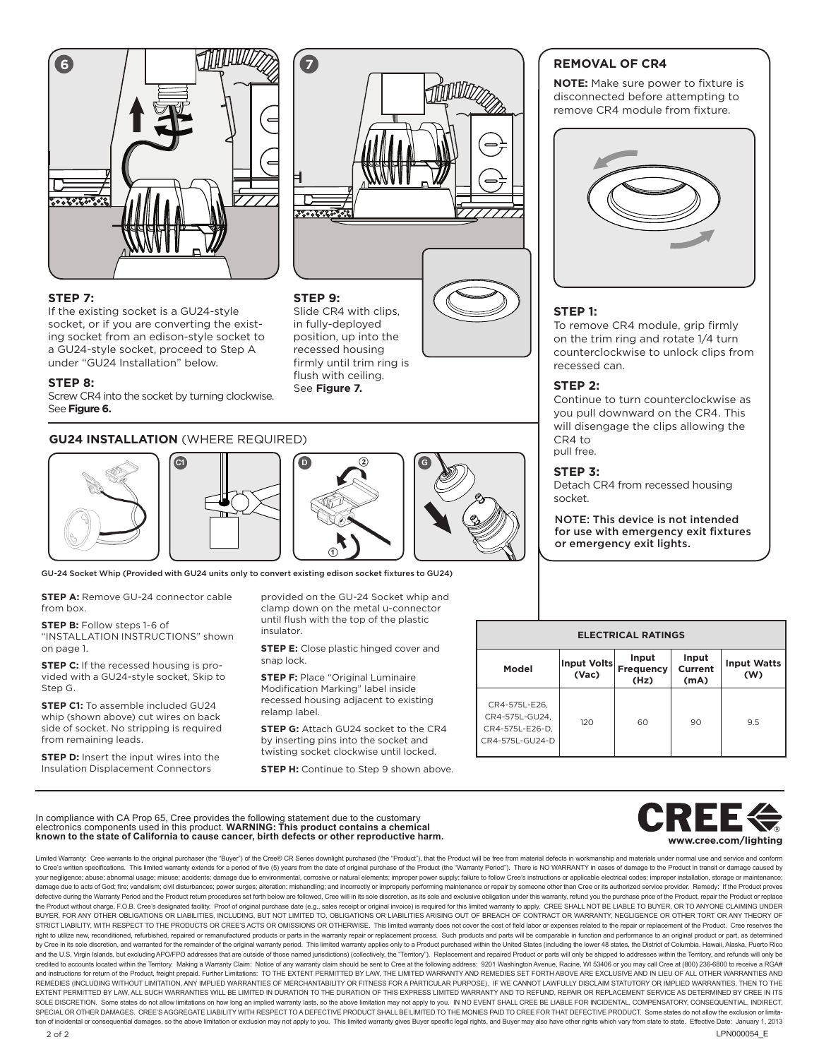**STEP 7:**
If the existing socket is a GU24-style socket, or if you are converting the existing socket from an edison-style socket to a GU24-style socket, proceed to Step A under "GU24 Installation" below.

**STEP 8:**
Screw CR4 into the socket by turning clockwise. See **Figure 6.**

**STEP 9:**
Slide CR4 with clips, in fully-deployed position, up into the recessed housing firmly until trim ring is flush with ceiling. See **Figure 7.**

## GU24 INSTALLATION (WHERE REQUIRED)

GU-24 Socket Whip (Provided with GU24 units only to convert existing edison socket fixtures to GU24)

**STEP A:** Remove GU-24 connector cable from box.

**STEP B:** Follow steps 1-6 of "INSTALLATION INSTRUCTIONS" shown on page 1.

**STEP C:** If the recessed housing is provided with a GU24-style socket, Skip to Step G.

**STEP C1:** To assemble included GU24 whip (shown above) cut wires on back side of socket. No stripping is required from remaining leads.

**STEP D:** Insert the input wires into the Insulation Displacement Connectors provided on the GU-24 Socket whip and clamp down on the metal u-connector until flush with the top of the plastic insulator.

**STEP E:** Close plastic hinged cover and snap lock.

**STEP F:** Place "Original Luminaire Modification Marking" label inside recessed housing adjacent to existing relamp label.

**STEP G:** Attach GU24 socket to the CR4 by inserting pins into the socket and twisting socket clockwise until locked.

**STEP H:** Continue to Step 9 shown above.

## REMOVAL OF CR4

**NOTE:** Make sure power to fixture is disconnected before attempting to remove CR4 module from fixture.

**STEP 1:**
To remove CR4 module, grip firmly on the trim ring and rotate 1/4 turn counterclockwise to unlock clips from recessed can.

**STEP 2:**
Continue to turn counterclockwise as you pull downward on the CR4. This will disengage the clips allowing the CR4 to pull free.

**STEP 3:**
Detach CR4 from recessed housing socket.

NOTE: This device is not intended for use with emergency exit fixtures or emergency exit lights.

### ELECTRICAL RATINGS

| Model | Input Volts (Vac) | Input Frequency (Hz) | Input Current (mA) | Input Watts (W) |
|---|---|---|---|---|
| CR4-575L-E26, CR4-575L-GU24, CR4-575L-E26-D, CR4-575L-GU24-D | 120 | 60 | 90 | 9.5 |

In compliance with CA Prop 65, Cree provides the following statement due to the customary electronics components used in this product. **WARNING: This product contains a chemical known to the state of California to cause cancer, birth defects or other reproductive harm.**

CREE
www.cree.com/lighting

Limited Warranty: Cree warrants to the original purchaser (the "Buyer") of the Cree® CR Series downlight purchased (the "Product"), that the Product will be free from material defects in workmanship and materials under normal use and service and conform to Cree's written specifications. This limited warranty extends for a period of five (5) years from the date of original purchase of the Product (the "Warranty Period"). There is NO WARRANTY in cases of damage to the Product in transit or damage caused by your negligence; abuse; abnormal usage; misuse; accidents; damage due to environmental, corrosive or natural elements; improper power supply; failure to follow Cree's instructions or applicable electrical codes; improper installation, storage or maintenance; damage due to acts of God; fire; vandalism; civil disturbances; power surges; alteration; mishandling; and incorrectly or improperly performing maintenance or repair by someone other than Cree or its authorized service provider. Remedy: If the Product proves defective during the Warranty Period and the Product return procedures set forth below are followed, Cree will in its sole discretion, as its sole and exclusive obligation under this warranty, refund you the purchase price of the Product, repair the Product or replace the Product without charge, F.O.B. Cree's designated facility. Proof of original purchase date (e.g., sales receipt or original invoice) is required for this limited warranty to apply. CREE SHALL NOT BE LIABLE TO BUYER, OR TO ANYONE CLAIMING UNDER BUYER, FOR ANY OTHER OBLIGATIONS OR LIABILITIES, INCLUDING, BUT NOT LIMITED TO, OBLIGATIONS OR LIABILITIES ARISING OUT OF BREACH OF CONTRACT OR WARRANTY, NEGLIGENCE OR OTHER TORT OR ANY THEORY OF STRICT LIABILITY, WITH RESPECT TO THE PRODUCTS OR CREE'S ACTS OR OMISSIONS OR OTHERWISE. This limited warranty does not cover the cost of field labor or expenses related to the repair or replacement of the Product. Cree reserves the right to utilize new, reconditioned, refurbished, repaired or remanufactured products or parts in the warranty repair or replacement process. Such products and parts will be comparable in function and performance to an original product or part, as determined by Cree in its sole discretion, and warranted for the remainder of the original warranty period. This limited warranty applies only to a Product purchased within the United States (including the lower 48 states, the District of Columbia, Hawaii, Alaska, Puerto Rico and the U.S. Virgin Islands, but excluding APO/FPO addresses that are outside of those named jurisdictions) (collectively, the "Territory"). Replacement and repaired Product or parts will only be shipped to addresses within the Territory, and refunds will only be credited to accounts located within the Territory. Making a Warranty Claim: Notice of any warranty claim should be sent to Cree at the following address: 9201 Washington Avenue, Racine, WI 53406 or you may call Cree at (800) 236-6800 to receive a RGA# and instructions for return of the Product, freight prepaid. Further Limitations: TO THE EXTENT PERMITTED BY LAW, THE LIMITED WARRANTY AND REMEDIES SET FORTH ABOVE ARE EXCLUSIVE AND IN LIEU OF ALL OTHER WARRANTIES AND REMEDIES (INCLUDING WITHOUT LIMITATION, ANY IMPLIED WARRANTIES OF MERCHANTABILITY OR FITNESS FOR A PARTICULAR PURPOSE). IF WE CANNOT LAWFULLY DISCLAIM STATUTORY OR IMPLIED WARRANTIES, THEN TO THE EXTENT PERMITTED BY LAW, ALL SUCH WARRANTIES WILL BE LIMITED IN DURATION TO THE DURATION OF THIS EXPRESS LIMITED WARRANTY AND TO REFUND, REPAIR OR REPLACEMENT SERVICE AS DETERMINED BY CREE IN ITS SOLE DISCRETION. Some states do not allow limitations on how long an implied warranty lasts, so the above limitation may not apply to you. IN NO EVENT SHALL CREE BE LIABLE FOR INCIDENTAL, COMPENSATORY, CONSEQUENTIAL, INDIRECT, SPECIAL OR OTHER DAMAGES. CREE'S AGGREGATE LIABILITY WITH RESPECT TO A DEFECTIVE PRODUCT SHALL BE LIMITED TO THE MONIES PAID TO CREE FOR THAT DEFECTIVE PRODUCT. Some states do not allow the exclusion or limitation of incidental or consequential damages, so the above limitation or exclusion may not apply to you. This limited warranty gives Buyer specific legal rights, and Buyer may also have other rights which vary from state to state. Effective Date: January 1, 2013

LPN000054_E